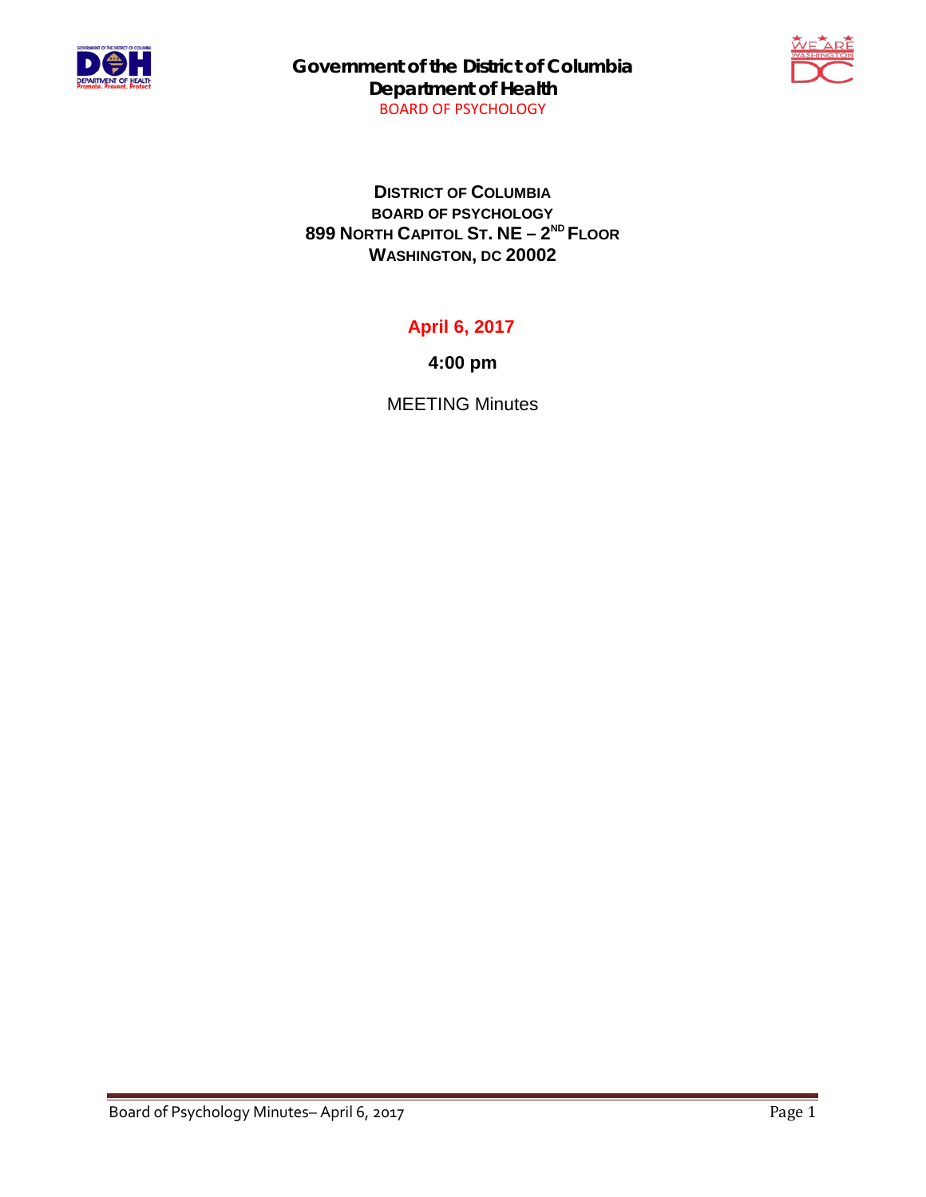**Government of the District of Columbia**
**Department of Health**
BOARD OF PSYCHOLOGY

**DISTRICT OF COLUMBIA**
**BOARD OF PSYCHOLOGY**
**899 NORTH CAPITOL ST. NE – 2ND FLOOR**
**WASHINGTON, DC 20002**

**April 6, 2017**

**4:00 pm**

MEETING Minutes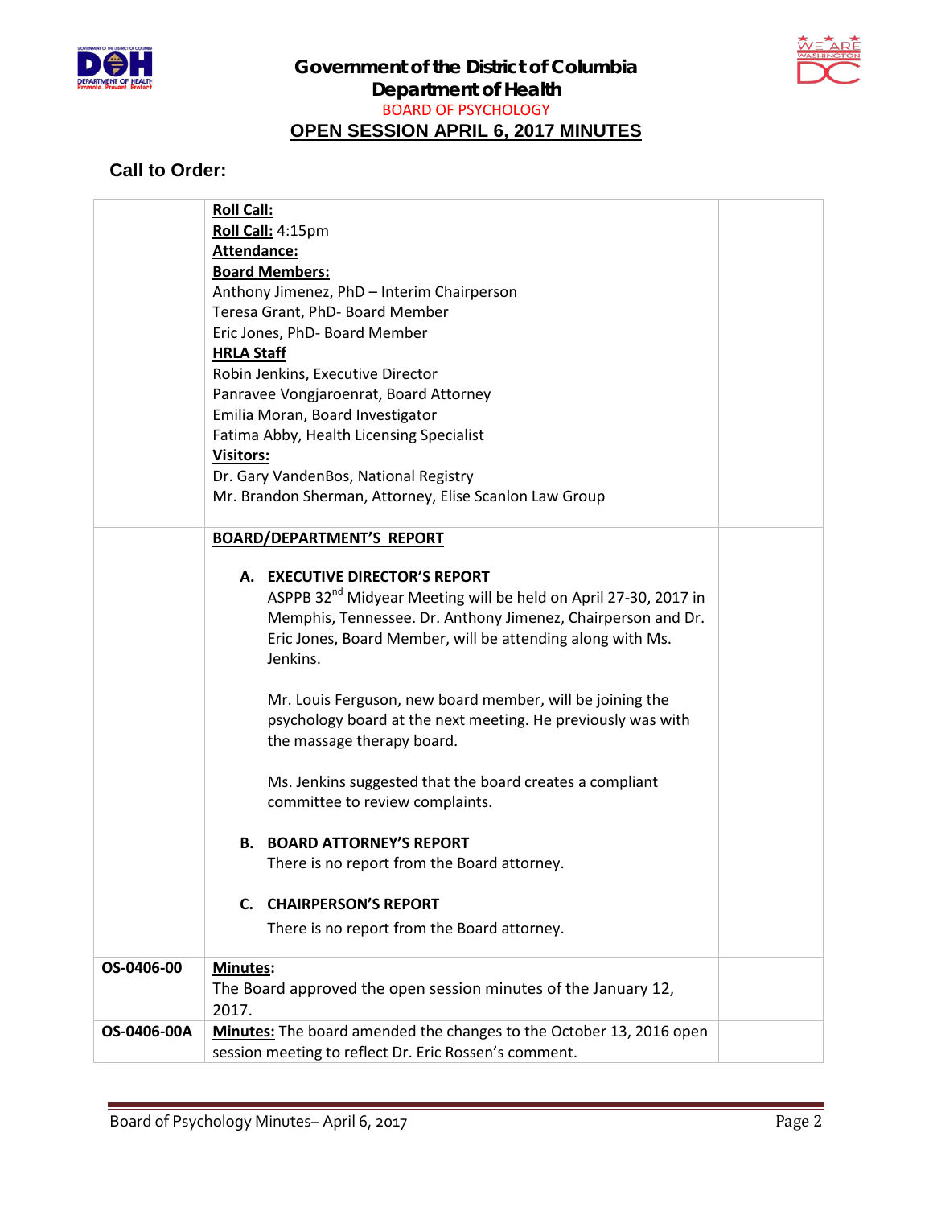Government of the District of Columbia
Department of Health
BOARD OF PSYCHOLOGY

## OPEN SESSION APRIL 6, 2017 MINUTES

### Call to Order:

| | | |
|---|---|---|
| | **Roll Call:**<br>**Roll Call:** 4:15pm<br>**Attendance:**<br>**Board Members:**<br>Anthony Jimenez, PhD – Interim Chairperson<br>Teresa Grant, PhD- Board Member<br>Eric Jones, PhD- Board Member<br>**HRLA Staff**<br>Robin Jenkins, Executive Director<br>Panravee Vongjaroenrat, Board Attorney<br>Emilia Moran, Board Investigator<br>Fatima Abby, Health Licensing Specialist<br>**Visitors:**<br>Dr. Gary VandenBos, National Registry<br>Mr. Brandon Sherman, Attorney, Elise Scanlon Law Group | |
| | **BOARD/DEPARTMENT'S REPORT**<br><br>**A. EXECUTIVE DIRECTOR'S REPORT**<br>ASPPB 32nd Midyear Meeting will be held on April 27-30, 2017 in Memphis, Tennessee. Dr. Anthony Jimenez, Chairperson and Dr. Eric Jones, Board Member, will be attending along with Ms. Jenkins.<br><br>Mr. Louis Ferguson, new board member, will be joining the psychology board at the next meeting. He previously was with the massage therapy board.<br><br>Ms. Jenkins suggested that the board creates a compliant committee to review complaints.<br><br>**B. BOARD ATTORNEY'S REPORT**<br>There is no report from the Board attorney.<br><br>**C. CHAIRPERSON'S REPORT**<br>There is no report from the Board attorney. | |
| **OS-0406-00** | **Minutes:**<br>The Board approved the open session minutes of the January 12, 2017. | |
| **OS-0406-00A** | **Minutes:** The board amended the changes to the October 13, 2016 open session meeting to reflect Dr. Eric Rossen's comment. | |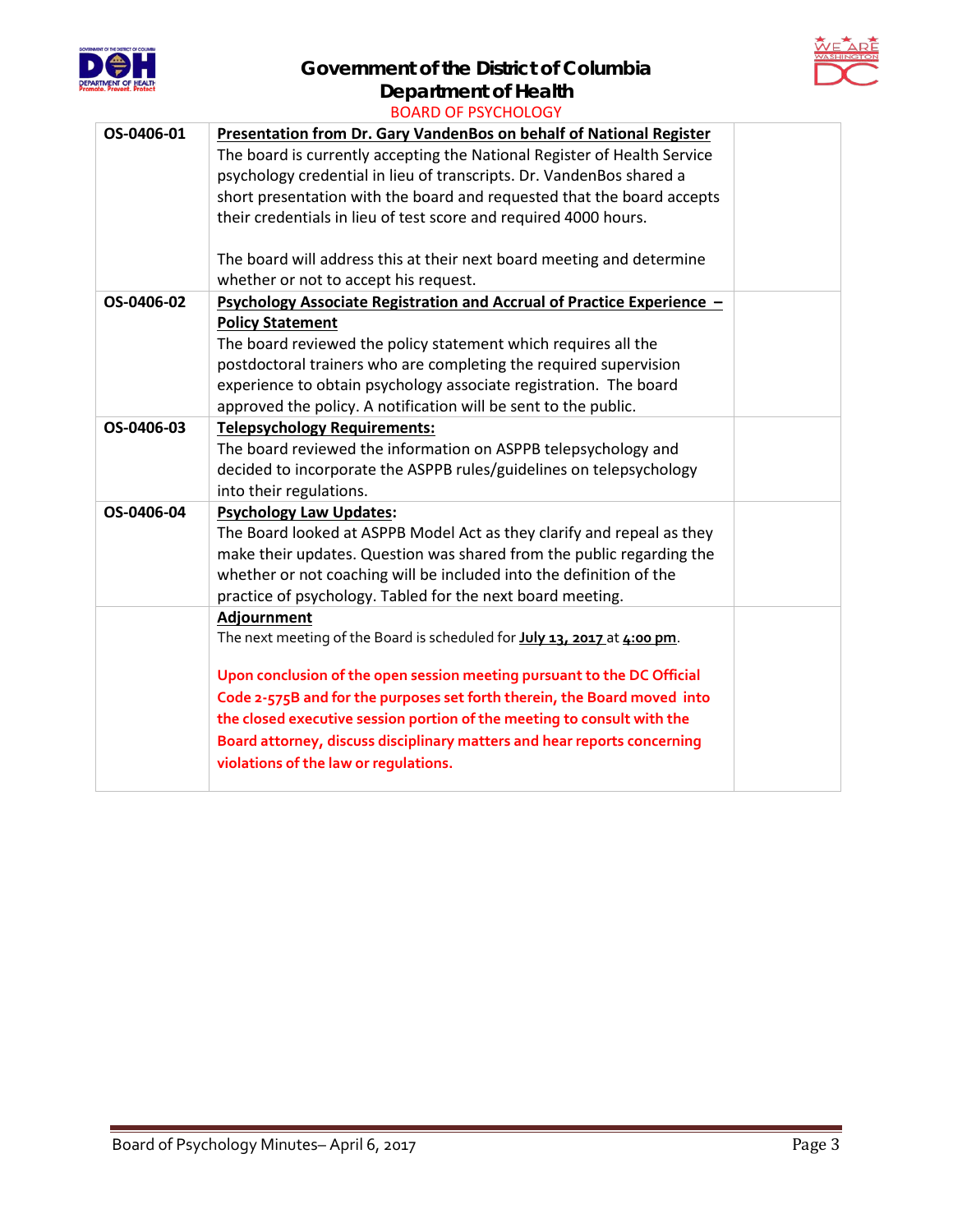| | | |
|---|---|---|
| OS-0406-01 | **Presentation from Dr. Gary VandenBos on behalf of National Register**<br>The board is currently accepting the National Register of Health Service psychology credential in lieu of transcripts. Dr. VandenBos shared a short presentation with the board and requested that the board accepts their credentials in lieu of test score and required 4000 hours.<br><br>The board will address this at their next board meeting and determine whether or not to accept his request. | |
| OS-0406-02 | **Psychology Associate Registration and Accrual of Practice Experience – Policy Statement**<br>The board reviewed the policy statement which requires all the postdoctoral trainers who are completing the required supervision experience to obtain psychology associate registration. The board approved the policy. A notification will be sent to the public. | |
| OS-0406-03 | **Telepsychology Requirements:**<br>The board reviewed the information on ASPPB telepsychology and decided to incorporate the ASPPB rules/guidelines on telepsychology into their regulations. | |
| OS-0406-04 | **Psychology Law Updates:**<br>The Board looked at ASPPB Model Act as they clarify and repeal as they make their updates. Question was shared from the public regarding the whether or not coaching will be included into the definition of the practice of psychology. Tabled for the next board meeting. | |
| | **Adjournment**<br>The next meeting of the Board is scheduled for **July 13, 2017** at **4:00 pm**.<br><br>**Upon conclusion of the open session meeting pursuant to the DC Official Code 2-575B and for the purposes set forth therein, the Board moved into the closed executive session portion of the meeting to consult with the Board attorney, discuss disciplinary matters and hear reports concerning violations of the law or regulations.** | |